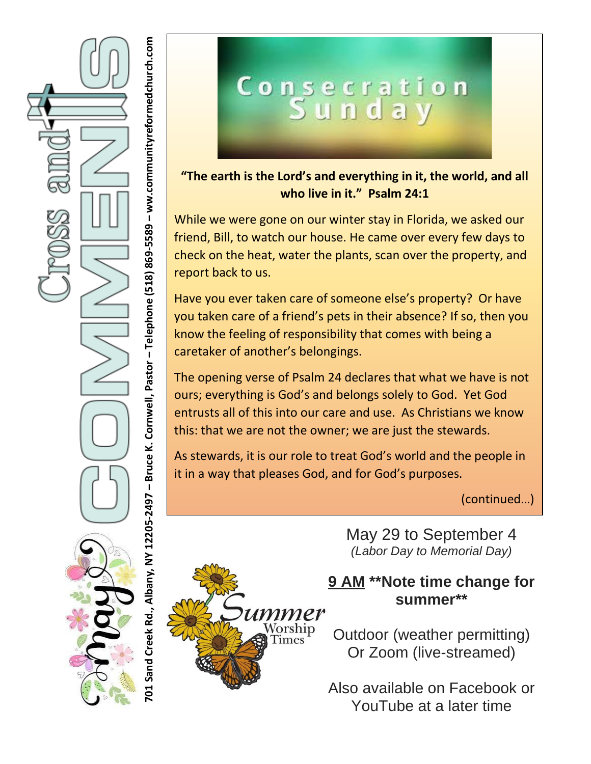# Cross and COMMENTS

**May**

701 Sand Creek Rd., Albany, NY 12205-2497 – Bruce K. Cornwell, Pastor – Telephone (518) 869-5589 – ww.communityreformedchurch.com

## Consecration Sunday

**"The earth is the Lord's and everything in it, the world, and all who live in it." Psalm 24:1**

While we were gone on our winter stay in Florida, we asked our friend, Bill, to watch our house. He came over every few days to check on the heat, water the plants, scan over the property, and report back to us.

Have you ever taken care of someone else's property? Or have you taken care of a friend's pets in their absence? If so, then you know the feeling of responsibility that comes with being a caretaker of another's belongings.

The opening verse of Psalm 24 declares that what we have is not ours; everything is God's and belongs solely to God. Yet God entrusts all of this into our care and use. As Christians we know this: that we are not the owner; we are just the stewards.

As stewards, it is our role to treat God's world and the people in it in a way that pleases God, and for God's purposes.

(continued…)

## Summer Worship Times

May 29 to September 4

*(Labor Day to Memorial Day)*

**<u>9 AM</u> \*\*Note time change for summer\*\***

Outdoor (weather permitting)
Or Zoom (live-streamed)

Also available on Facebook or YouTube at a later time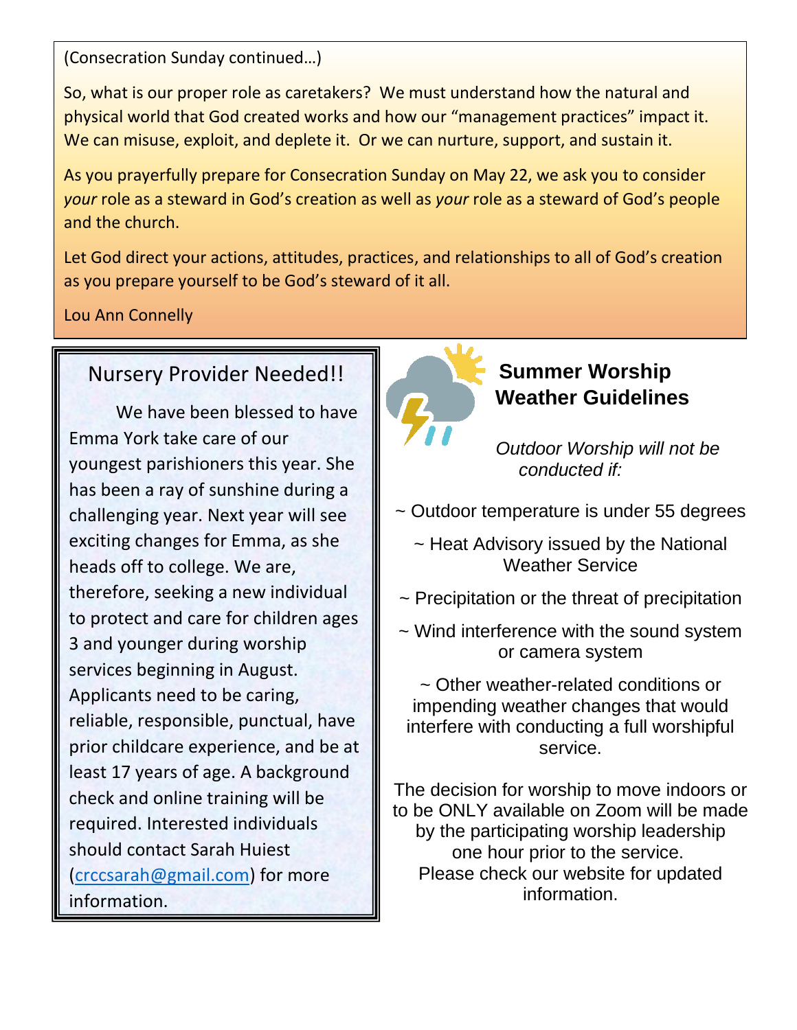(Consecration Sunday continued…)

So, what is our proper role as caretakers? We must understand how the natural and physical world that God created works and how our "management practices" impact it. We can misuse, exploit, and deplete it. Or we can nurture, support, and sustain it.

As you prayerfully prepare for Consecration Sunday on May 22, we ask you to consider *your* role as a steward in God's creation as well as *your* role as a steward of God's people and the church.

Let God direct your actions, attitudes, practices, and relationships to all of God's creation as you prepare yourself to be God's steward of it all.

Lou Ann Connelly

## Nursery Provider Needed!!

We have been blessed to have Emma York take care of our youngest parishioners this year. She has been a ray of sunshine during a challenging year. Next year will see exciting changes for Emma, as she heads off to college. We are, therefore, seeking a new individual to protect and care for children ages 3 and younger during worship services beginning in August. Applicants need to be caring, reliable, responsible, punctual, have prior childcare experience, and be at least 17 years of age. A background check and online training will be required. Interested individuals should contact Sarah Huiest (crccsarah@gmail.com) for more information.

## Summer Worship Weather Guidelines

*Outdoor Worship will not be conducted if:*

~ Outdoor temperature is under 55 degrees

~ Heat Advisory issued by the National Weather Service

~ Precipitation or the threat of precipitation

~ Wind interference with the sound system or camera system

~ Other weather-related conditions or impending weather changes that would interfere with conducting a full worshipful service.

The decision for worship to move indoors or to be ONLY available on Zoom will be made by the participating worship leadership one hour prior to the service. Please check our website for updated information.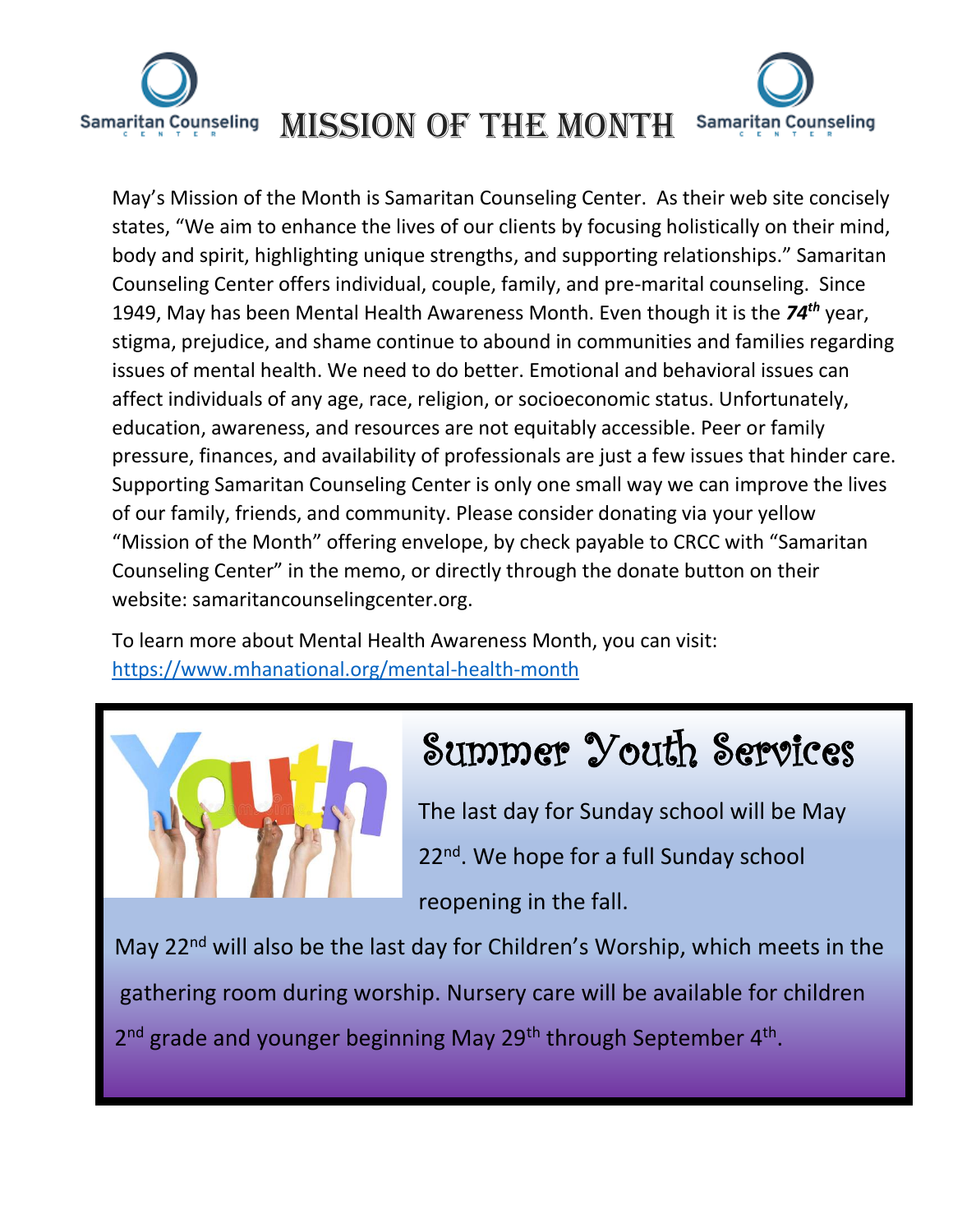# MISSION OF THE MONTH

May's Mission of the Month is Samaritan Counseling Center. As their web site concisely states, "We aim to enhance the lives of our clients by focusing holistically on their mind, body and spirit, highlighting unique strengths, and supporting relationships." Samaritan Counseling Center offers individual, couple, family, and pre-marital counseling. Since 1949, May has been Mental Health Awareness Month. Even though it is the ***74th*** year, stigma, prejudice, and shame continue to abound in communities and families regarding issues of mental health. We need to do better. Emotional and behavioral issues can affect individuals of any age, race, religion, or socioeconomic status. Unfortunately, education, awareness, and resources are not equitably accessible. Peer or family pressure, finances, and availability of professionals are just a few issues that hinder care. Supporting Samaritan Counseling Center is only one small way we can improve the lives of our family, friends, and community. Please consider donating via your yellow "Mission of the Month" offering envelope, by check payable to CRCC with "Samaritan Counseling Center" in the memo, or directly through the donate button on their website: samaritancounselingcenter.org.

To learn more about Mental Health Awareness Month, you can visit: https://www.mhanational.org/mental-health-month

## Summer Youth Services

The last day for Sunday school will be May 22nd. We hope for a full Sunday school reopening in the fall.

May 22nd will also be the last day for Children's Worship, which meets in the gathering room during worship. Nursery care will be available for children 2nd grade and younger beginning May 29th through September 4th.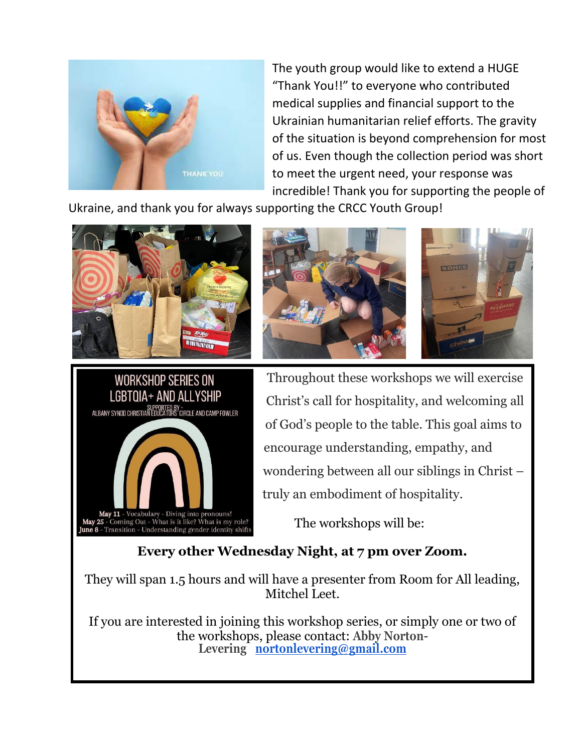The youth group would like to extend a HUGE "Thank You!!" to everyone who contributed medical supplies and financial support to the Ukrainian humanitarian relief efforts. The gravity of the situation is beyond comprehension for most of us. Even though the collection period was short to meet the urgent need, your response was incredible! Thank you for supporting the people of Ukraine, and thank you for always supporting the CRCC Youth Group!

WORKSHOP SERIES ON LGBTQIA+ AND ALLYSHIP

SUPPORTED BY - ALBANY SYNOD CHRISTIAN EDUCATORS CIRCLE AND CAMP FOWLER

**May 11** - Vocabulary - Diving into pronouns!
**May 25** - Coming Out - What is it like? What is my role?
**June 8** - Transition - Understanding gender identity shifts

Throughout these workshops we will exercise Christ's call for hospitality, and welcoming all of God's people to the table. This goal aims to encourage understanding, empathy, and wondering between all our siblings in Christ – truly an embodiment of hospitality.

The workshops will be:

**Every other Wednesday Night, at 7 pm over Zoom.**

They will span 1.5 hours and will have a presenter from Room for All leading, Mitchel Leet.

If you are interested in joining this workshop series, or simply one or two of the workshops, please contact: **Abby Norton-Levering** **nortonlevering@gmail.com**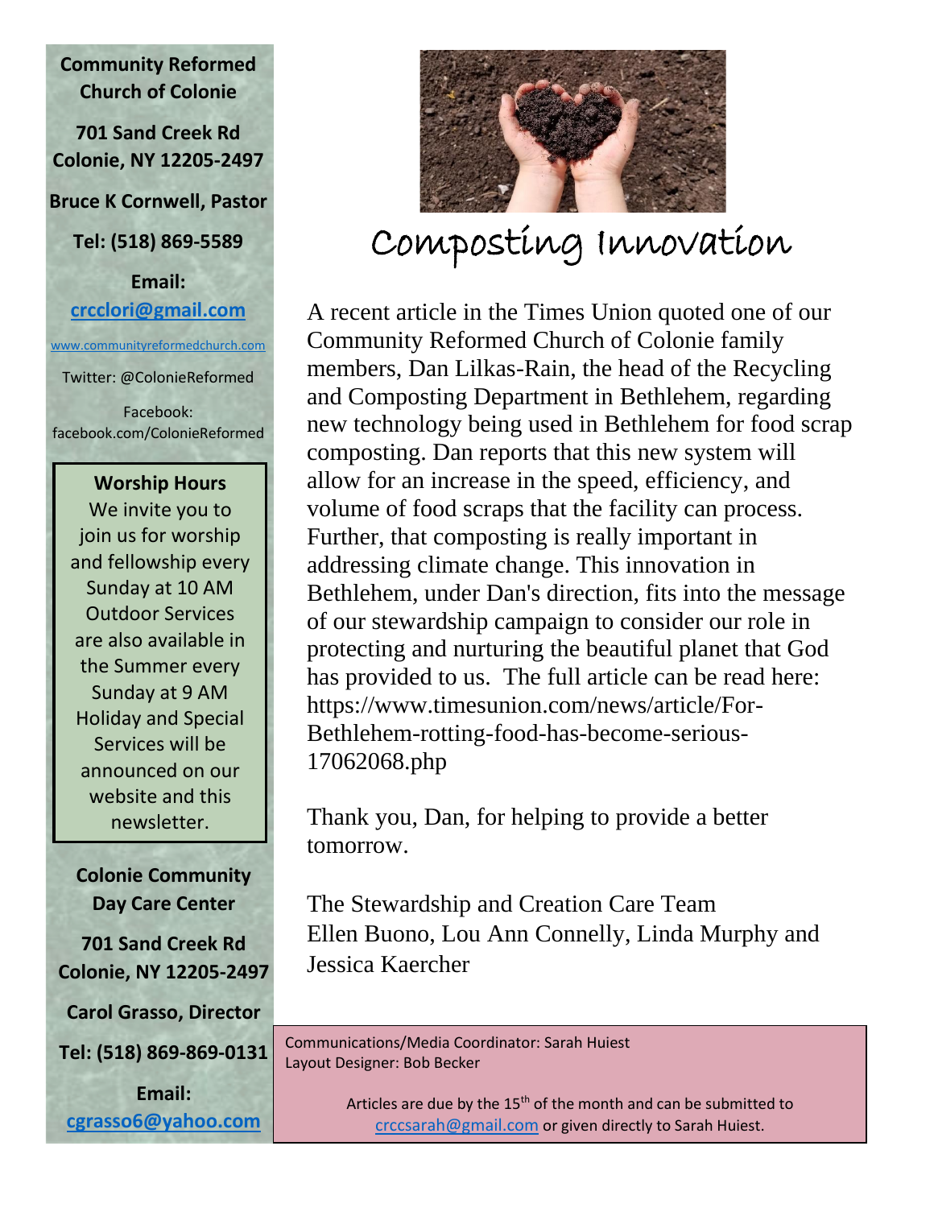**Community Reformed Church of Colonie**

**701 Sand Creek Rd**
**Colonie, NY 12205-2497**

**Bruce K Cornwell, Pastor**

**Tel: (518) 869-5589**

**Email:**
**crcclori@gmail.com**

www.communityreformedchurch.com

Twitter: @ColonieReformed

Facebook:
facebook.com/ColonieReformed

**Worship Hours**

We invite you to join us for worship and fellowship every Sunday at 10 AM Outdoor Services are also available in the Summer every Sunday at 9 AM Holiday and Special Services will be announced on our website and this newsletter.

**Colonie Community Day Care Center**

**701 Sand Creek Rd**
**Colonie, NY 12205-2497**

**Carol Grasso, Director**

**Tel: (518) 869-869-0131**

**Email:**
**cgrasso6@yahoo.com**

# Composting Innovation

A recent article in the Times Union quoted one of our Community Reformed Church of Colonie family members, Dan Lilkas-Rain, the head of the Recycling and Composting Department in Bethlehem, regarding new technology being used in Bethlehem for food scrap composting. Dan reports that this new system will allow for an increase in the speed, efficiency, and volume of food scraps that the facility can process. Further, that composting is really important in addressing climate change. This innovation in Bethlehem, under Dan's direction, fits into the message of our stewardship campaign to consider our role in protecting and nurturing the beautiful planet that God has provided to us. The full article can be read here: https://www.timesunion.com/news/article/For-Bethlehem-rotting-food-has-become-serious-17062068.php

Thank you, Dan, for helping to provide a better tomorrow.

The Stewardship and Creation Care Team
Ellen Buono, Lou Ann Connelly, Linda Murphy and Jessica Kaercher

Communications/Media Coordinator: Sarah Huiest
Layout Designer: Bob Becker

Articles are due by the 15th of the month and can be submitted to crccsarah@gmail.com or given directly to Sarah Huiest.